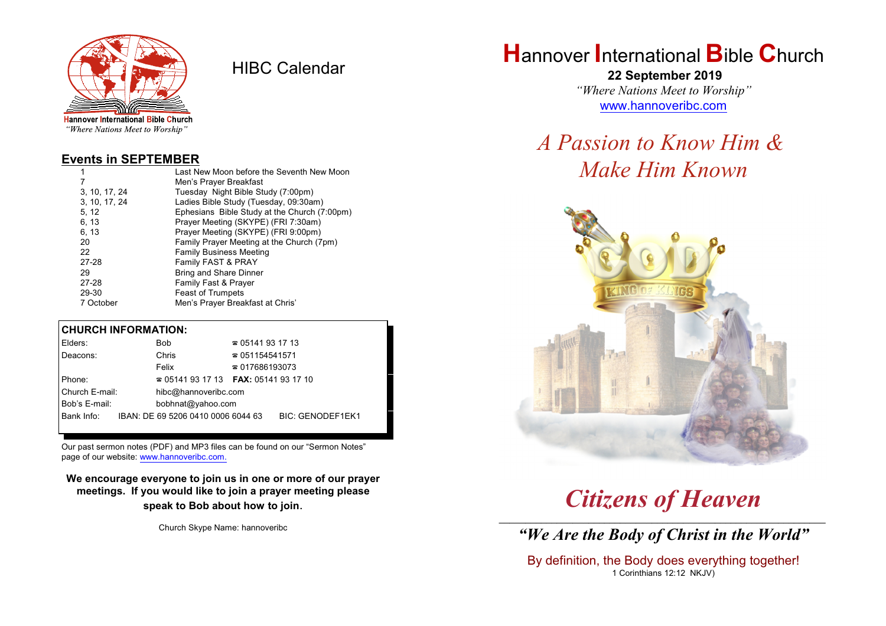Hannover International Bible Church
*"Where Nations Meet to Worship"*

# HIBC Calendar

## Events in SEPTEMBER

| | |
|---|---|
| 1 | Last New Moon before the Seventh New Moon |
| 7 | Men's Prayer Breakfast |
| 3, 10, 17, 24 | Tuesday Night Bible Study (7:00pm) |
| 3, 10, 17, 24 | Ladies Bible Study (Tuesday, 09:30am) |
| 5, 12 | Ephesians Bible Study at the Church (7:00pm) |
| 6, 13 | Prayer Meeting (SKYPE) (FRI 7:30am) |
| 6, 13 | Prayer Meeting (SKYPE) (FRI 9:00pm) |
| 20 | Family Prayer Meeting at the Church (7pm) |
| 22 | Family Business Meeting |
| 27-28 | Family FAST & PRAY |
| 29 | Bring and Share Dinner |
| 27-28 | Family Fast & Prayer |
| 29-30 | Feast of Trumpets |
| 7 October | Men's Prayer Breakfast at Chris' |

## CHURCH INFORMATION:

| | | |
|---|---|---|
| Elders: | Bob | ☎ 05141 93 17 13 |
| Deacons: | Chris | ☎ 051154541571 |
| | Felix | ☎ 017686193073 |
| Phone: | ☎ 05141 93 17 13 | **FAX:** 05141 93 17 10 |
| Church E-mail: | hibc@hannoveribc.com | |
| Bob's E-mail: | bobhnat@yahoo.com | |
| Bank Info: | IBAN: DE 69 5206 0410 0006 6044 63 | BIC: GENODEF1EK1 |

Our past sermon notes (PDF) and MP3 files can be found on our "Sermon Notes" page of our website: www.hannoveribc.com.

**We encourage everyone to join us in one or more of our prayer meetings. If you would like to join a prayer meeting please speak to Bob about how to join.**

Church Skype Name: hannoveribc

# Hannover International Bible Church

**22 September 2019**

*"Where Nations Meet to Worship"*

www.hannoveribc.com

## *A Passion to Know Him & Make Him Known*

# *Citizens of Heaven*

---

### *"We Are the Body of Christ in the World"*

By definition, the Body does everything together!
1 Corinthians 12:12 NKJV)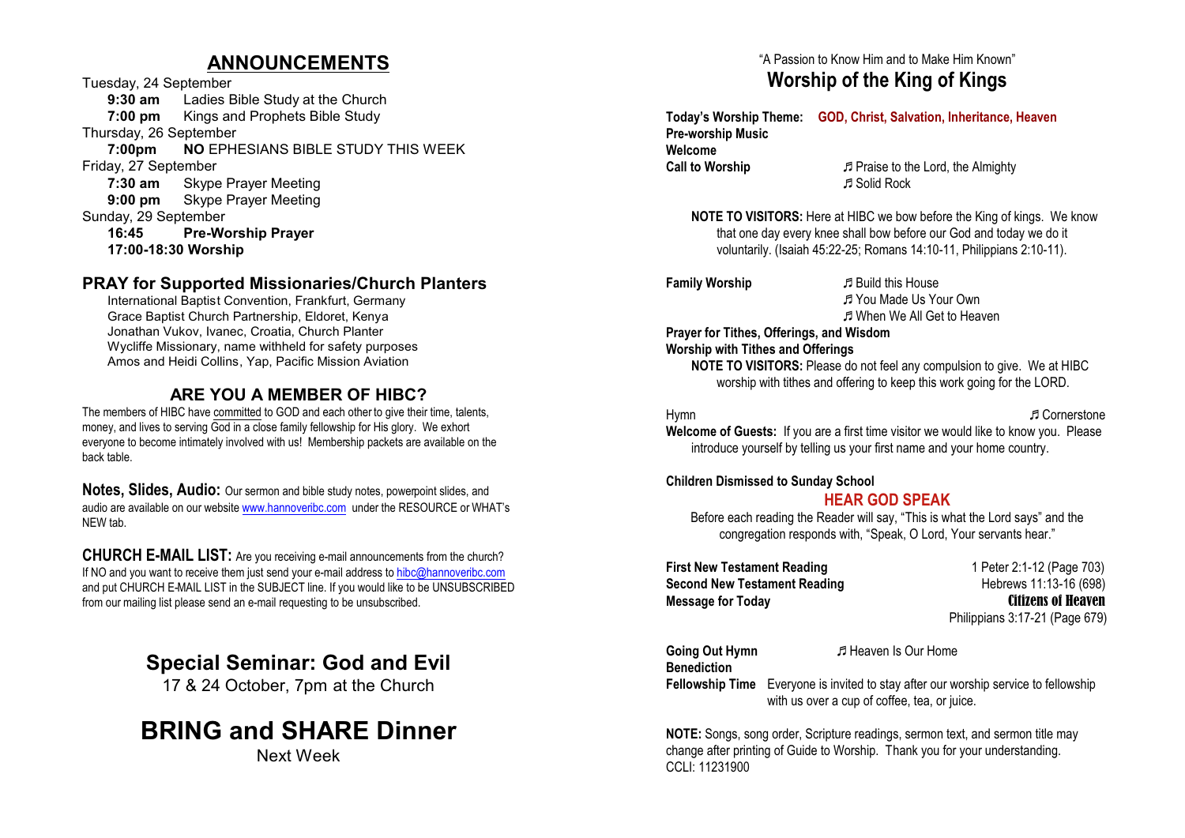## ANNOUNCEMENTS

Tuesday, 24 September
- **9:30 am** Ladies Bible Study at the Church
- **7:00 pm** Kings and Prophets Bible Study

Thursday, 26 September
- **7:00pm** **NO** EPHESIANS BIBLE STUDY THIS WEEK

Friday, 27 September
- **7:30 am** Skype Prayer Meeting
- **9:00 pm** Skype Prayer Meeting

Sunday, 29 September
- **16:45** **Pre-Worship Prayer**
- **17:00-18:30 Worship**

### PRAY for Supported Missionaries/Church Planters

International Baptist Convention, Frankfurt, Germany
Grace Baptist Church Partnership, Eldoret, Kenya
Jonathan Vukov, Ivanec, Croatia, Church Planter
Wycliffe Missionary, name withheld for safety purposes
Amos and Heidi Collins, Yap, Pacific Mission Aviation

### ARE YOU A MEMBER OF HIBC?

The members of HIBC have committed to GOD and each other to give their time, talents, money, and lives to serving God in a close family fellowship for His glory. We exhort everyone to become intimately involved with us! Membership packets are available on the back table.

**Notes, Slides, Audio:** Our sermon and bible study notes, powerpoint slides, and audio are available on our website www.hannoveribc.com under the RESOURCE or WHAT's NEW tab.

**CHURCH E-MAIL LIST:** Are you receiving e-mail announcements from the church? If NO and you want to receive them just send your e-mail address to hibc@hannoveribc.com and put CHURCH E-MAIL LIST in the SUBJECT line. If you would like to be UNSUBSCRIBED from our mailing list please send an e-mail requesting to be unsubscribed.

## Special Seminar: God and Evil

17 & 24 October, 7pm at the Church

## BRING and SHARE Dinner

Next Week

"A Passion to Know Him and to Make Him Known"

## Worship of the King of Kings

**Today's Worship Theme:** **GOD, Christ, Salvation, Inheritance, Heaven**

**Pre-worship Music**

**Welcome**

**Call to Worship** ♬ Praise to the Lord, the Almighty
♬ Solid Rock

**NOTE TO VISITORS:** Here at HIBC we bow before the King of kings. We know that one day every knee shall bow before our God and today we do it voluntarily. (Isaiah 45:22-25; Romans 14:10-11, Philippians 2:10-11).

**Family Worship** ♬ Build this House
♬ You Made Us Your Own
♬ When We All Get to Heaven

**Prayer for Tithes, Offerings, and Wisdom**

**Worship with Tithes and Offerings**

**NOTE TO VISITORS:** Please do not feel any compulsion to give. We at HIBC worship with tithes and offering to keep this work going for the LORD.

Hymn ♬ Cornerstone

**Welcome of Guests:** If you are a first time visitor we would like to know you. Please introduce yourself by telling us your first name and your home country.

**Children Dismissed to Sunday School**

### HEAR GOD SPEAK

Before each reading the Reader will say, "This is what the Lord says" and the congregation responds with, "Speak, O Lord, Your servants hear."

**First New Testament Reading** 1 Peter 2:1-12 (Page 703)

**Second New Testament Reading** Hebrews 11:13-16 (698)

**Message for Today** **Citizens of Heaven**
Philippians 3:17-21 (Page 679)

**Going Out Hymn** ♬ Heaven Is Our Home

**Benediction**

**Fellowship Time** Everyone is invited to stay after our worship service to fellowship with us over a cup of coffee, tea, or juice.

**NOTE:** Songs, song order, Scripture readings, sermon text, and sermon title may change after printing of Guide to Worship. Thank you for your understanding.
CCLI: 11231900